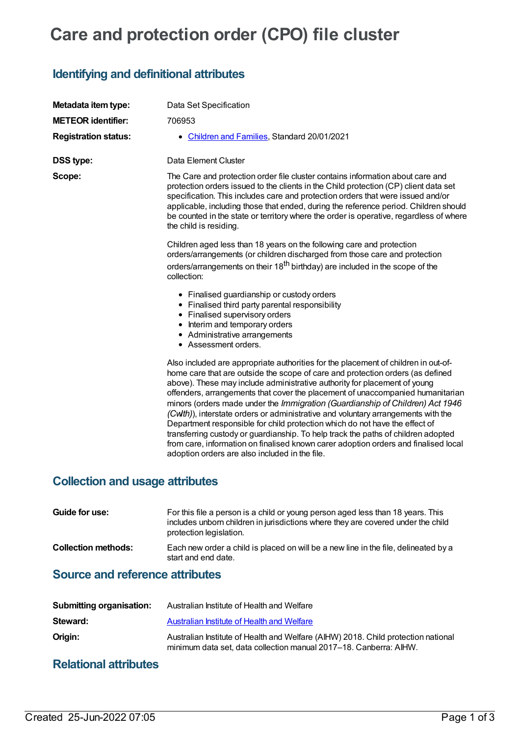# Care and protection order (CPO) file cluster

## Identifying and definitional attributes

**Metadata item type:** Data Set Specification

**METEOR identifier:** 706953

**Registration status:**

- Children and Families, Standard 20/01/2021

**DSS type:** Data Element Cluster

**Scope:** The Care and protection order file cluster contains information about care and protection orders issued to the clients in the Child protection (CP) client data set specification. This includes care and protection orders that were issued and/or applicable, including those that ended, during the reference period. Children should be counted in the state or territory where the order is operative, regardless of where the child is residing.

Children aged less than 18 years on the following care and protection orders/arrangements (or children discharged from those care and protection orders/arrangements on their 18th birthday) are included in the scope of the collection:

- Finalised guardianship or custody orders
- Finalised third party parental responsibility
- Finalised supervisory orders
- Interim and temporary orders
- Administrative arrangements
- Assessment orders.

Also included are appropriate authorities for the placement of children in out-of-home care that are outside the scope of care and protection orders (as defined above). These may include administrative authority for placement of young offenders, arrangements that cover the placement of unaccompanied humanitarian minors (orders made under the *Immigration (Guardianship of Children) Act 1946 (Cwlth)*), interstate orders or administrative and voluntary arrangements with the Department responsible for child protection which do not have the effect of transferring custody or guardianship. To help track the paths of children adopted from care, information on finalised known carer adoption orders and finalised local adoption orders are also included in the file.

## Collection and usage attributes

**Guide for use:** For this file a person is a child or young person aged less than 18 years. This includes unborn children in jurisdictions where they are covered under the child protection legislation.

**Collection methods:** Each new order a child is placed on will be a new line in the file, delineated by a start and end date.

## Source and reference attributes

**Submitting organisation:** Australian Institute of Health and Welfare

**Steward:** Australian Institute of Health and Welfare

**Origin:** Australian Institute of Health and Welfare (AIHW) 2018. Child protection national minimum data set, data collection manual 2017–18. Canberra: AIHW.

## Relational attributes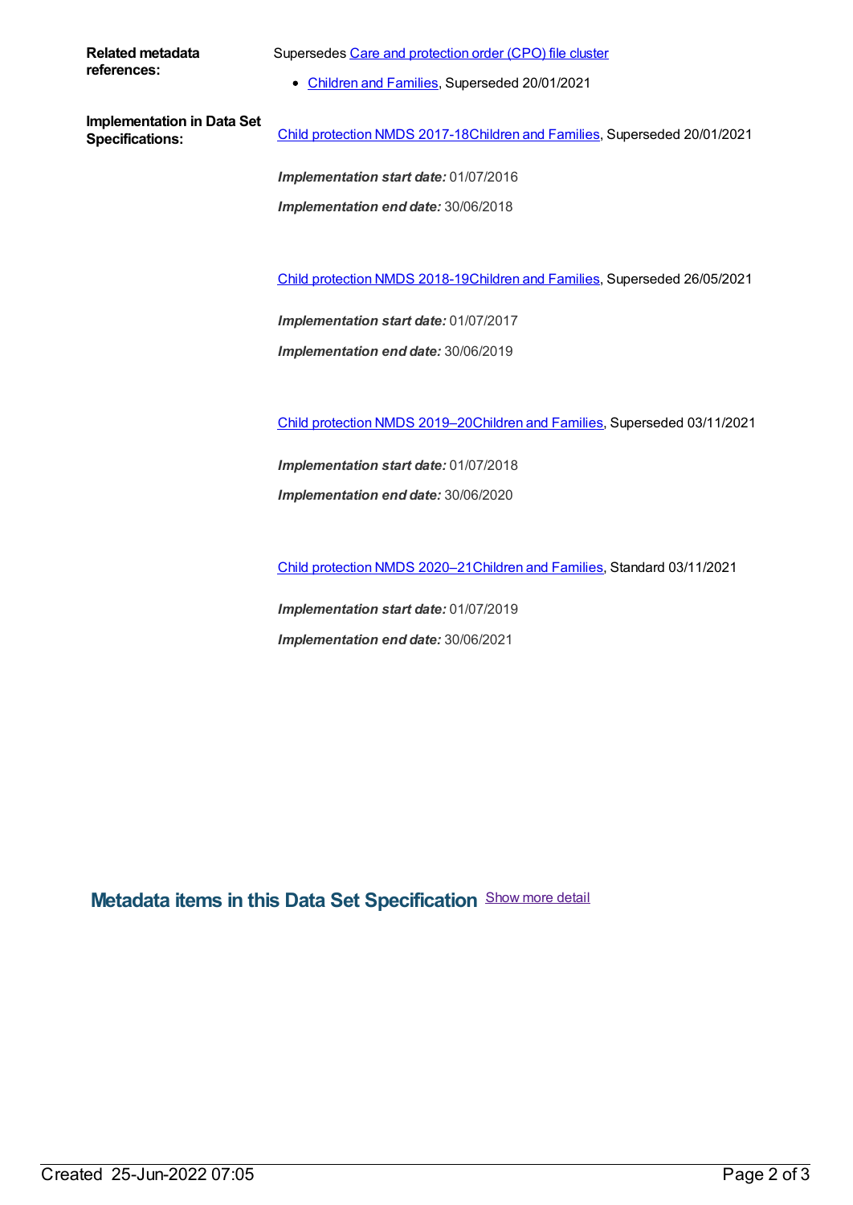**Related metadata references:**

Supersedes Care and protection order (CPO) file cluster

- Children and Families, Superseded 20/01/2021

**Implementation in Data Set Specifications:**

Child protection NMDS 2017-18Children and Families, Superseded 20/01/2021

***Implementation start date:*** 01/07/2016

***Implementation end date:*** 30/06/2018

Child protection NMDS 2018-19Children and Families, Superseded 26/05/2021

***Implementation start date:*** 01/07/2017

***Implementation end date:*** 30/06/2019

Child protection NMDS 2019–20Children and Families, Superseded 03/11/2021

***Implementation start date:*** 01/07/2018

***Implementation end date:*** 30/06/2020

Child protection NMDS 2020–21Children and Families, Standard 03/11/2021

***Implementation start date:*** 01/07/2019

***Implementation end date:*** 30/06/2021

## Metadata items in this Data Set Specification

Show more detail

Created 25-Jun-2022 07:05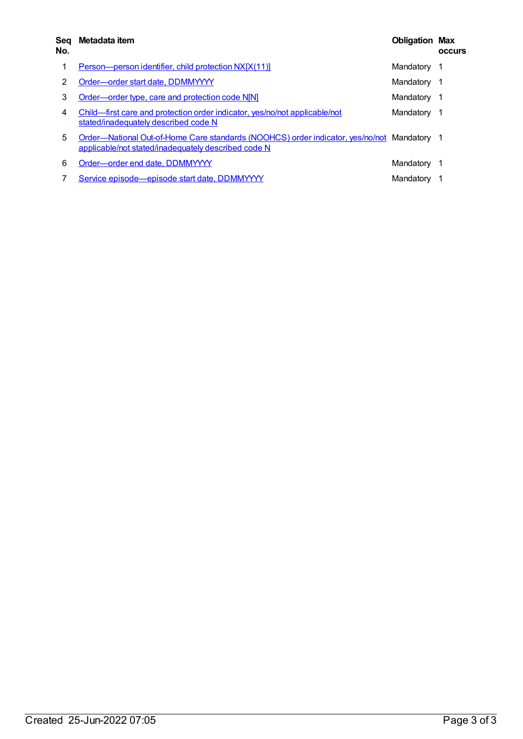| Seq No. | Metadata item | Obligation | Max occurs |
|---|---|---|---|
| 1 | Person—person identifier, child protection NX[X(11)] | Mandatory | 1 |
| 2 | Order—order start date, DDMMYYYY | Mandatory | 1 |
| 3 | Order—order type, care and protection code N[N] | Mandatory | 1 |
| 4 | Child—first care and protection order indicator, yes/no/not applicable/not stated/inadequately described code N | Mandatory | 1 |
| 5 | Order—National Out-of-Home Care standards (NOOHCS) order indicator, yes/no/not applicable/not stated/inadequately described code N | Mandatory | 1 |
| 6 | Order—order end date, DDMMYYYY | Mandatory | 1 |
| 7 | Service episode—episode start date, DDMMYYYY | Mandatory | 1 |